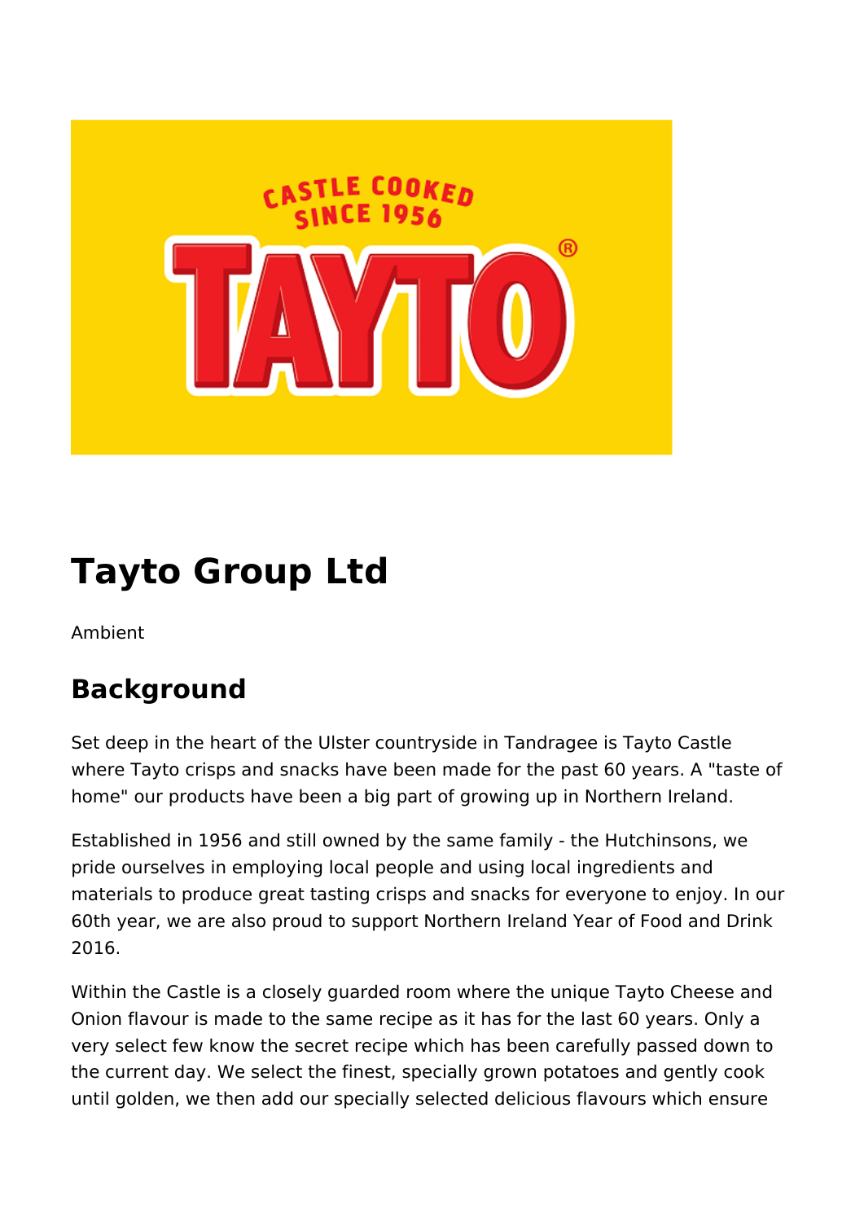# Tayto Group Ltd

Ambient

## Background

Set deep in the heart of the Ulster countryside in Tandragee is Tayto Castle where Tayto crisps and snacks have been made for the past 60 years. A "taste of home" our products have been a big part of growing up in Northern Ireland.

Established in 1956 and still owned by the same family - the Hutchinsons, we pride ourselves in employing local people and using local ingredients and materials to produce great tasting crisps and snacks for everyone to enjoy. In our 60th year, we are also proud to support Northern Ireland Year of Food and Drink 2016.

Within the Castle is a closely guarded room where the unique Tayto Cheese and Onion flavour is made to the same recipe as it has for the last 60 years. Only a very select few know the secret recipe which has been carefully passed down to the current day. We select the finest, specially grown potatoes and gently cook until golden, we then add our specially selected delicious flavours which ensure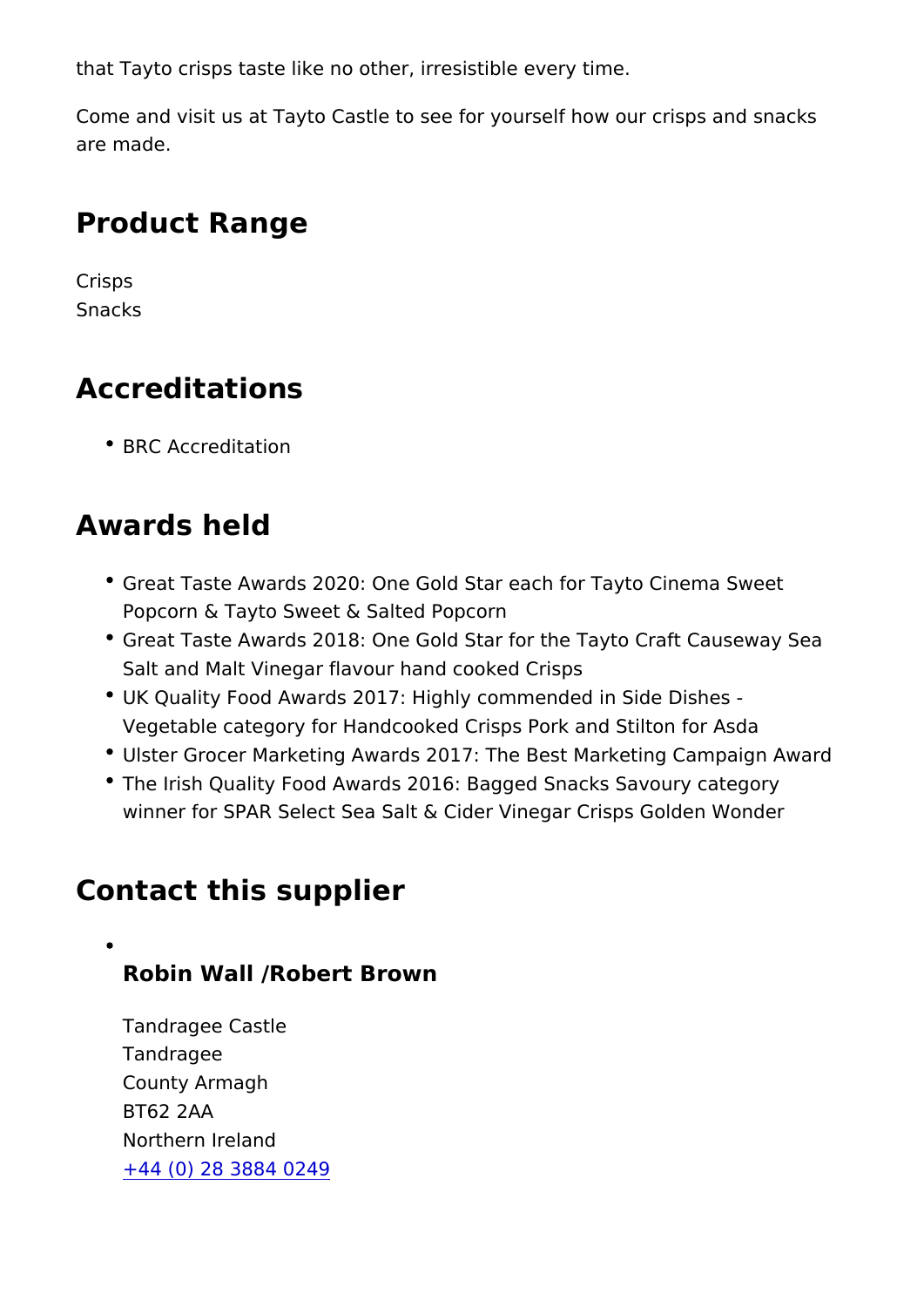that Tayto crisps taste like no other, irresistible every time.

Come and visit us at Tayto Castle to see for yourself how our crisps and snacks are made.

## Product Range

Crisps
Snacks

## Accreditations

- BRC Accreditation

## Awards held

- Great Taste Awards 2020: One Gold Star each for Tayto Cinema Sweet Popcorn & Tayto Sweet & Salted Popcorn
- Great Taste Awards 2018: One Gold Star for the Tayto Craft Causeway Sea Salt and Malt Vinegar flavour hand cooked Crisps
- UK Quality Food Awards 2017: Highly commended in Side Dishes - Vegetable category for Handcooked Crisps Pork and Stilton for Asda
- Ulster Grocer Marketing Awards 2017: The Best Marketing Campaign Award
- The Irish Quality Food Awards 2016: Bagged Snacks Savoury category winner for SPAR Select Sea Salt & Cider Vinegar Crisps Golden Wonder

## Contact this supplier

- **Robin Wall /Robert Brown**

  Tandragee Castle
  Tandragee
  County Armagh
  BT62 2AA
  Northern Ireland
  +44 (0) 28 3884 0249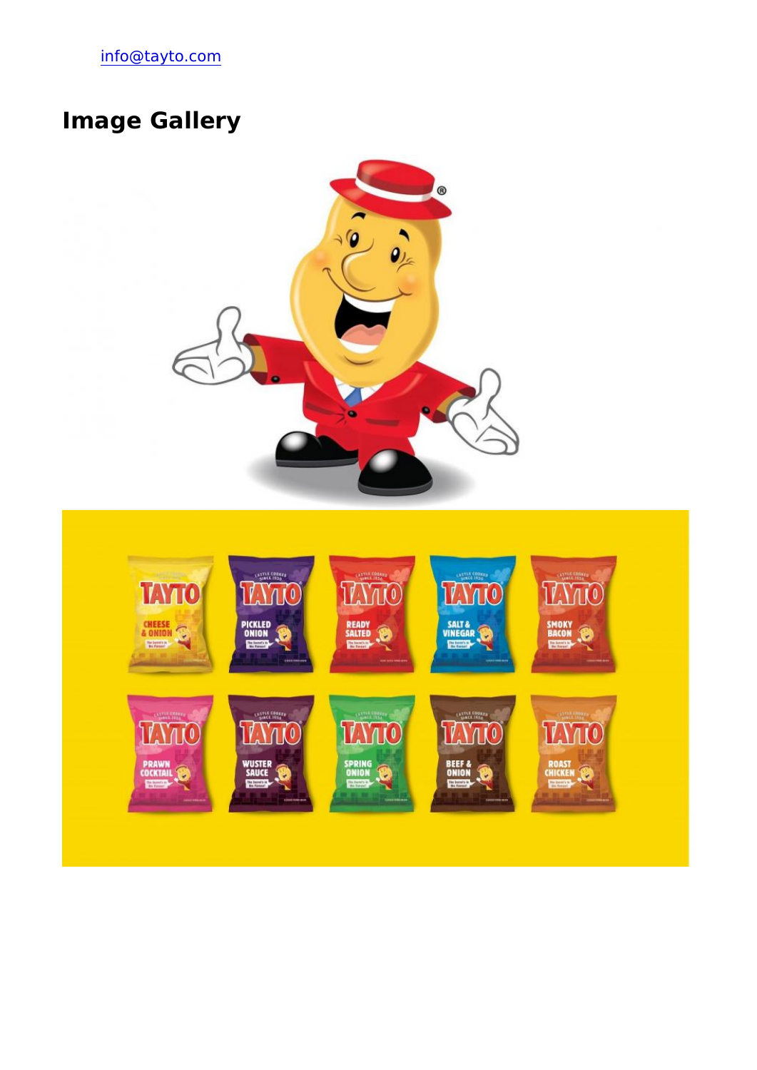info@tayto.com

## Image Gallery